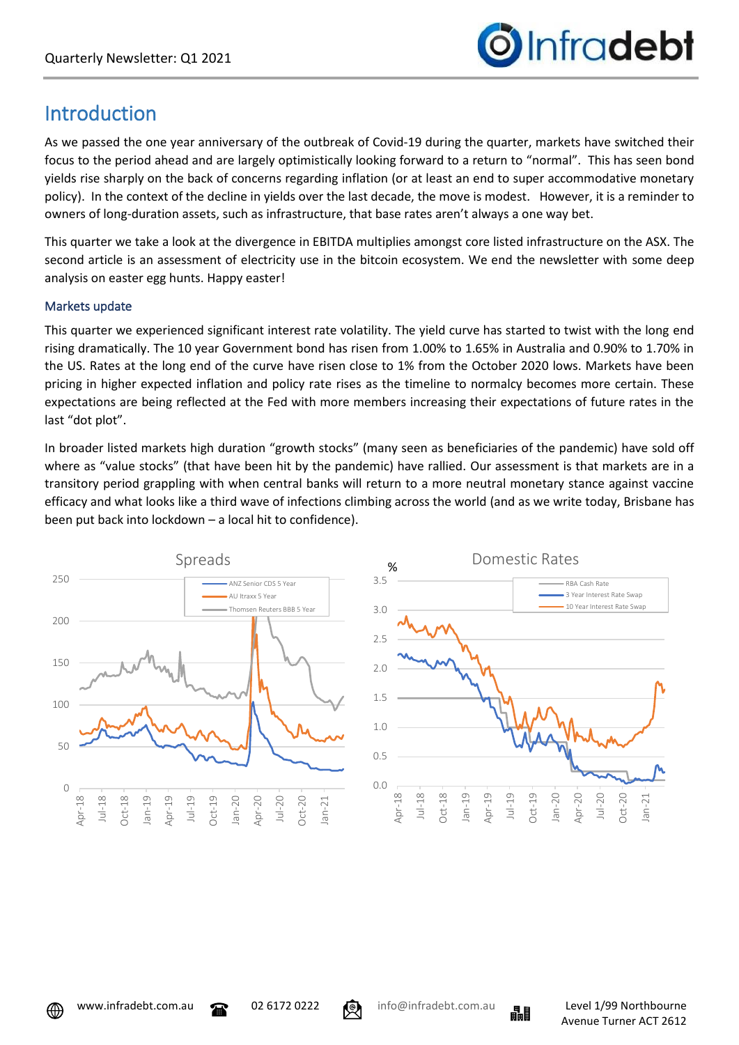## Introduction

As we passed the one year anniversary of the outbreak of Covid-19 during the quarter, markets have switched their focus to the period ahead and are largely optimistically looking forward to a return to "normal". This has seen bond yields rise sharply on the back of concerns regarding inflation (or at least an end to super accommodative monetary policy). In the context of the decline in yields over the last decade, the move is modest. However, it is a reminder to owners of long-duration assets, such as infrastructure, that base rates aren't always a one way bet.

This quarter we take a look at the divergence in EBITDA multiplies amongst core listed infrastructure on the ASX. The second article is an assessment of electricity use in the bitcoin ecosystem. We end the newsletter with some deep analysis on easter egg hunts. Happy easter!

### Markets update

This quarter we experienced significant interest rate volatility. The yield curve has started to twist with the long end rising dramatically. The 10 year Government bond has risen from 1.00% to 1.65% in Australia and 0.90% to 1.70% in the US. Rates at the long end of the curve have risen close to 1% from the October 2020 lows. Markets have been pricing in higher expected inflation and policy rate rises as the timeline to normalcy becomes more certain. These expectations are being reflected at the Fed with more members increasing their expectations of future rates in the last "dot plot".

In broader listed markets high duration "growth stocks" (many seen as beneficiaries of the pandemic) have sold off where as "value stocks" (that have been hit by the pandemic) have rallied. Our assessment is that markets are in a transitory period grappling with when central banks will return to a more neutral monetary stance against vaccine efficacy and what looks like a third wave of infections climbing across the world (and as we write today, Brisbane has been put back into lockdown – a local hit to confidence).

Spreads

Domestic Rates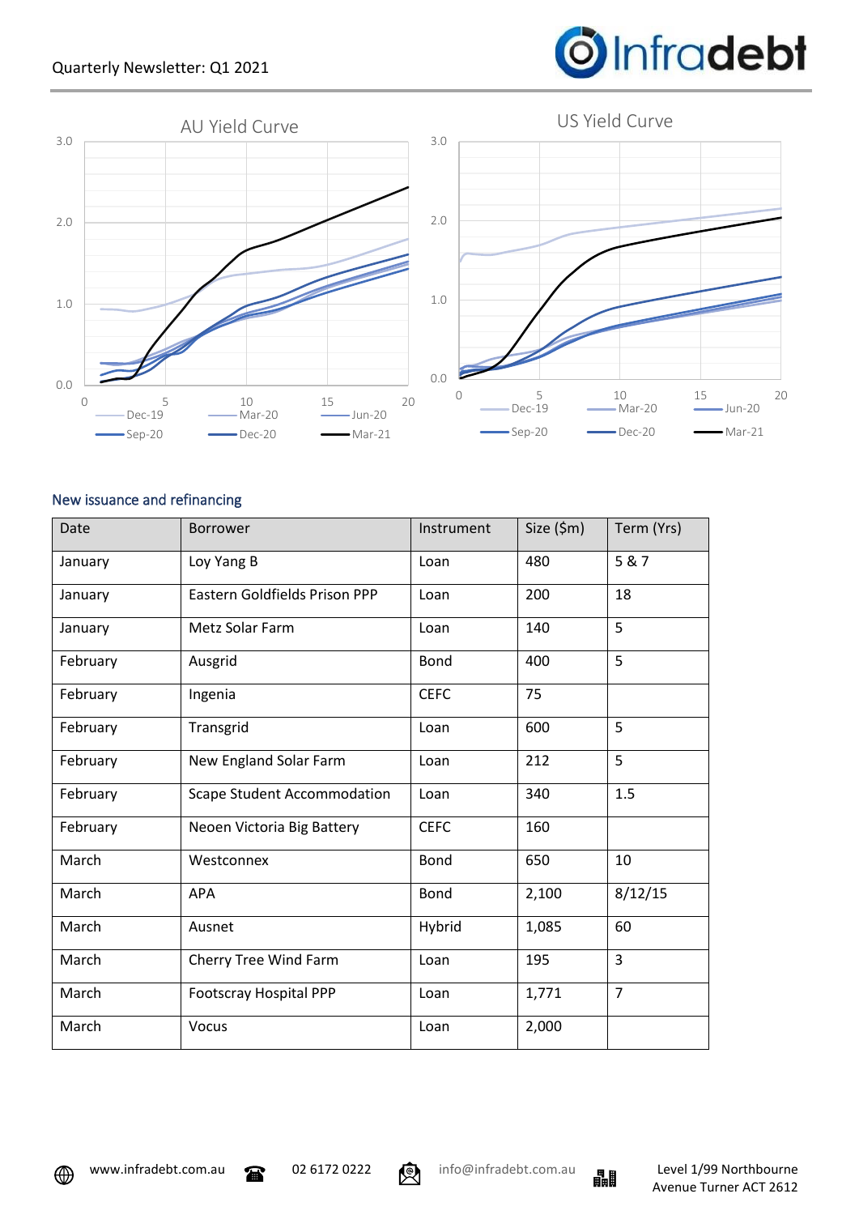AU Yield Curve

US Yield Curve

## New issuance and refinancing

| Date | Borrower | Instrument | Size ($m) | Term (Yrs) |
|---|---|---|---|---|
| January | Loy Yang B | Loan | 480 | 5 & 7 |
| January | Eastern Goldfields Prison PPP | Loan | 200 | 18 |
| January | Metz Solar Farm | Loan | 140 | 5 |
| February | Ausgrid | Bond | 400 | 5 |
| February | Ingenia | CEFC | 75 | |
| February | Transgrid | Loan | 600 | 5 |
| February | New England Solar Farm | Loan | 212 | 5 |
| February | Scape Student Accommodation | Loan | 340 | 1.5 |
| February | Neoen Victoria Big Battery | CEFC | 160 | |
| March | Westconnex | Bond | 650 | 10 |
| March | APA | Bond | 2,100 | 8/12/15 |
| March | Ausnet | Hybrid | 1,085 | 60 |
| March | Cherry Tree Wind Farm | Loan | 195 | 3 |
| March | Footscray Hospital PPP | Loan | 1,771 | 7 |
| March | Vocus | Loan | 2,000 | |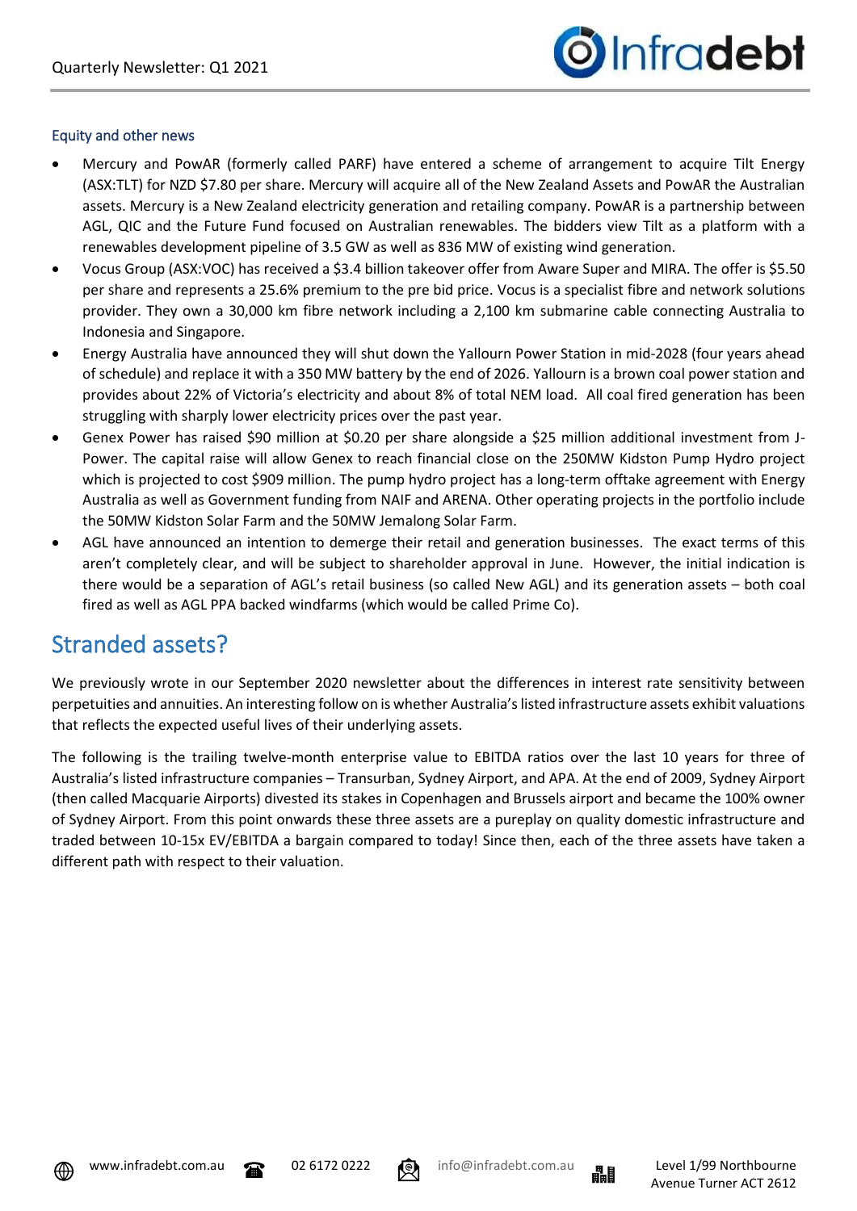### Equity and other news

- Mercury and PowAR (formerly called PARF) have entered a scheme of arrangement to acquire Tilt Energy (ASX:TLT) for NZD $7.80 per share. Mercury will acquire all of the New Zealand Assets and PowAR the Australian assets. Mercury is a New Zealand electricity generation and retailing company. PowAR is a partnership between AGL, QIC and the Future Fund focused on Australian renewables. The bidders view Tilt as a platform with a renewables development pipeline of 3.5 GW as well as 836 MW of existing wind generation.
- Vocus Group (ASX:VOC) has received a $3.4 billion takeover offer from Aware Super and MIRA. The offer is $5.50 per share and represents a 25.6% premium to the pre bid price. Vocus is a specialist fibre and network solutions provider. They own a 30,000 km fibre network including a 2,100 km submarine cable connecting Australia to Indonesia and Singapore.
- Energy Australia have announced they will shut down the Yallourn Power Station in mid-2028 (four years ahead of schedule) and replace it with a 350 MW battery by the end of 2026. Yallourn is a brown coal power station and provides about 22% of Victoria's electricity and about 8% of total NEM load. All coal fired generation has been struggling with sharply lower electricity prices over the past year.
- Genex Power has raised $90 million at $0.20 per share alongside a $25 million additional investment from J-Power. The capital raise will allow Genex to reach financial close on the 250MW Kidston Pump Hydro project which is projected to cost $909 million. The pump hydro project has a long-term offtake agreement with Energy Australia as well as Government funding from NAIF and ARENA. Other operating projects in the portfolio include the 50MW Kidston Solar Farm and the 50MW Jemalong Solar Farm.
- AGL have announced an intention to demerge their retail and generation businesses. The exact terms of this aren't completely clear, and will be subject to shareholder approval in June. However, the initial indication is there would be a separation of AGL's retail business (so called New AGL) and its generation assets – both coal fired as well as AGL PPA backed windfarms (which would be called Prime Co).

## Stranded assets?

We previously wrote in our September 2020 newsletter about the differences in interest rate sensitivity between perpetuities and annuities. An interesting follow on is whether Australia's listed infrastructure assets exhibit valuations that reflects the expected useful lives of their underlying assets.

The following is the trailing twelve-month enterprise value to EBITDA ratios over the last 10 years for three of Australia's listed infrastructure companies – Transurban, Sydney Airport, and APA. At the end of 2009, Sydney Airport (then called Macquarie Airports) divested its stakes in Copenhagen and Brussels airport and became the 100% owner of Sydney Airport. From this point onwards these three assets are a pureplay on quality domestic infrastructure and traded between 10-15x EV/EBITDA a bargain compared to today! Since then, each of the three assets have taken a different path with respect to their valuation.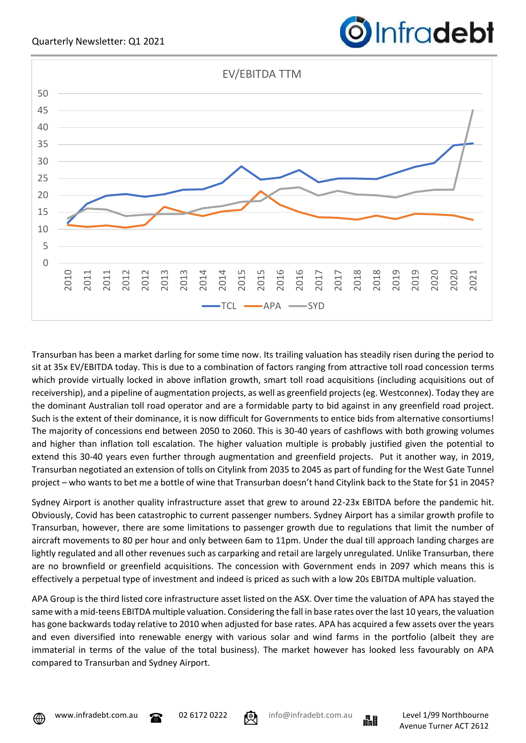Transurban has been a market darling for some time now. Its trailing valuation has steadily risen during the period to sit at 35x EV/EBITDA today. This is due to a combination of factors ranging from attractive toll road concession terms which provide virtually locked in above inflation growth, smart toll road acquisitions (including acquisitions out of receivership), and a pipeline of augmentation projects, as well as greenfield projects (eg. Westconnex). Today they are the dominant Australian toll road operator and are a formidable party to bid against in any greenfield road project. Such is the extent of their dominance, it is now difficult for Governments to entice bids from alternative consortiums! The majority of concessions end between 2050 to 2060. This is 30-40 years of cashflows with both growing volumes and higher than inflation toll escalation. The higher valuation multiple is probably justified given the potential to extend this 30-40 years even further through augmentation and greenfield projects. Put it another way, in 2019, Transurban negotiated an extension of tolls on Citylink from 2035 to 2045 as part of funding for the West Gate Tunnel project – who wants to bet me a bottle of wine that Transurban doesn't hand Citylink back to the State for $1 in 2045?

Sydney Airport is another quality infrastructure asset that grew to around 22-23x EBITDA before the pandemic hit. Obviously, Covid has been catastrophic to current passenger numbers. Sydney Airport has a similar growth profile to Transurban, however, there are some limitations to passenger growth due to regulations that limit the number of aircraft movements to 80 per hour and only between 6am to 11pm. Under the dual till approach landing charges are lightly regulated and all other revenues such as carparking and retail are largely unregulated. Unlike Transurban, there are no brownfield or greenfield acquisitions. The concession with Government ends in 2097 which means this is effectively a perpetual type of investment and indeed is priced as such with a low 20s EBITDA multiple valuation.

APA Group is the third listed core infrastructure asset listed on the ASX. Over time the valuation of APA has stayed the same with a mid-teens EBITDA multiple valuation. Considering the fall in base rates over the last 10 years, the valuation has gone backwards today relative to 2010 when adjusted for base rates. APA has acquired a few assets over the years and even diversified into renewable energy with various solar and wind farms in the portfolio (albeit they are immaterial in terms of the value of the total business). The market however has looked less favourably on APA compared to Transurban and Sydney Airport.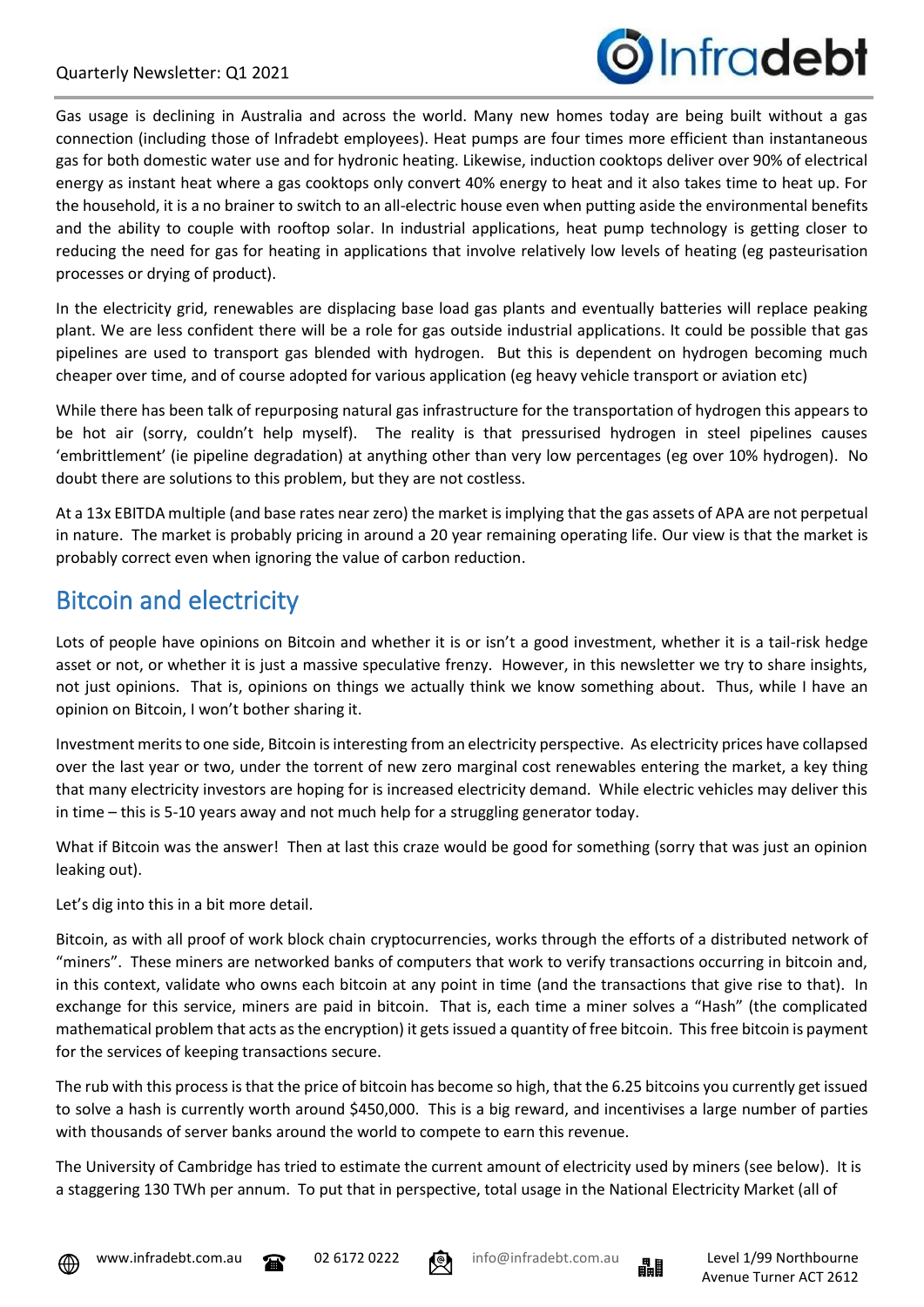Gas usage is declining in Australia and across the world. Many new homes today are being built without a gas connection (including those of Infradebt employees). Heat pumps are four times more efficient than instantaneous gas for both domestic water use and for hydronic heating. Likewise, induction cooktops deliver over 90% of electrical energy as instant heat where a gas cooktops only convert 40% energy to heat and it also takes time to heat up. For the household, it is a no brainer to switch to an all-electric house even when putting aside the environmental benefits and the ability to couple with rooftop solar. In industrial applications, heat pump technology is getting closer to reducing the need for gas for heating in applications that involve relatively low levels of heating (eg pasteurisation processes or drying of product).

In the electricity grid, renewables are displacing base load gas plants and eventually batteries will replace peaking plant. We are less confident there will be a role for gas outside industrial applications. It could be possible that gas pipelines are used to transport gas blended with hydrogen. But this is dependent on hydrogen becoming much cheaper over time, and of course adopted for various application (eg heavy vehicle transport or aviation etc)

While there has been talk of repurposing natural gas infrastructure for the transportation of hydrogen this appears to be hot air (sorry, couldn't help myself). The reality is that pressurised hydrogen in steel pipelines causes 'embrittlement' (ie pipeline degradation) at anything other than very low percentages (eg over 10% hydrogen). No doubt there are solutions to this problem, but they are not costless.

At a 13x EBITDA multiple (and base rates near zero) the market is implying that the gas assets of APA are not perpetual in nature. The market is probably pricing in around a 20 year remaining operating life. Our view is that the market is probably correct even when ignoring the value of carbon reduction.

## Bitcoin and electricity

Lots of people have opinions on Bitcoin and whether it is or isn't a good investment, whether it is a tail-risk hedge asset or not, or whether it is just a massive speculative frenzy. However, in this newsletter we try to share insights, not just opinions. That is, opinions on things we actually think we know something about. Thus, while I have an opinion on Bitcoin, I won't bother sharing it.

Investment merits to one side, Bitcoin is interesting from an electricity perspective. As electricity prices have collapsed over the last year or two, under the torrent of new zero marginal cost renewables entering the market, a key thing that many electricity investors are hoping for is increased electricity demand. While electric vehicles may deliver this in time – this is 5-10 years away and not much help for a struggling generator today.

What if Bitcoin was the answer! Then at last this craze would be good for something (sorry that was just an opinion leaking out).

Let's dig into this in a bit more detail.

Bitcoin, as with all proof of work block chain cryptocurrencies, works through the efforts of a distributed network of "miners". These miners are networked banks of computers that work to verify transactions occurring in bitcoin and, in this context, validate who owns each bitcoin at any point in time (and the transactions that give rise to that). In exchange for this service, miners are paid in bitcoin. That is, each time a miner solves a "Hash" (the complicated mathematical problem that acts as the encryption) it gets issued a quantity of free bitcoin. This free bitcoin is payment for the services of keeping transactions secure.

The rub with this process is that the price of bitcoin has become so high, that the 6.25 bitcoins you currently get issued to solve a hash is currently worth around $450,000. This is a big reward, and incentivises a large number of parties with thousands of server banks around the world to compete to earn this revenue.

The University of Cambridge has tried to estimate the current amount of electricity used by miners (see below). It is a staggering 130 TWh per annum. To put that in perspective, total usage in the National Electricity Market (all of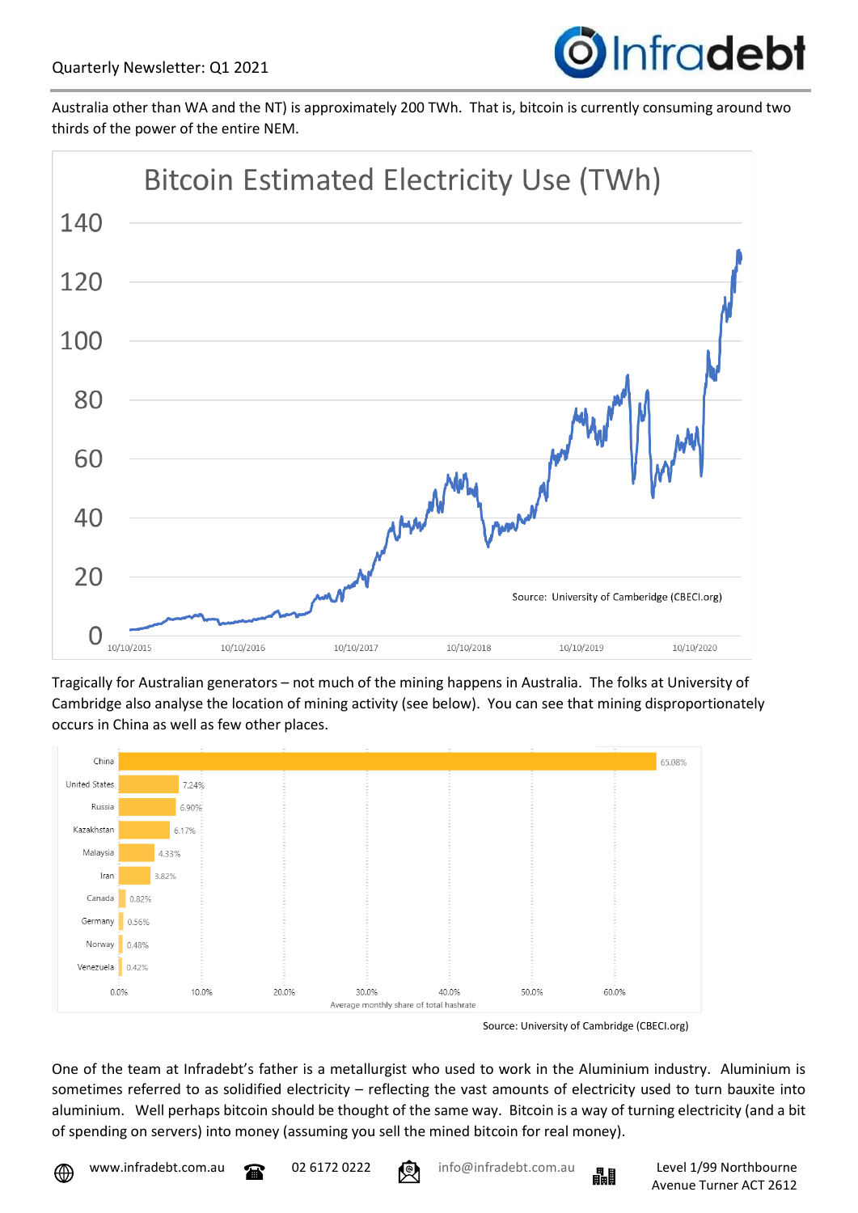Australia other than WA and the NT) is approximately 200 TWh. That is, bitcoin is currently consuming around two thirds of the power of the entire NEM.

**Bitcoin Estimated Electricity Use (TWh)**

Source: University of Camberidge (CBECI.org)

Tragically for Australian generators – not much of the mining happens in Australia. The folks at University of Cambridge also analyse the location of mining activity (see below). You can see that mining disproportionately occurs in China as well as few other places.

| Country | Average monthly share of total hashrate |
|---|---|
| China | 65.08% |
| United States | 7.24% |
| Russia | 6.90% |
| Kazakhstan | 6.17% |
| Malaysia | 4.33% |
| Iran | 3.82% |
| Canada | 0.82% |
| Germany | 0.56% |
| Norway | 0.48% |
| Venezuela | 0.42% |

Source: University of Cambridge (CBECI.org)

One of the team at Infradebt's father is a metallurgist who used to work in the Aluminium industry. Aluminium is sometimes referred to as solidified electricity – reflecting the vast amounts of electricity used to turn bauxite into aluminium. Well perhaps bitcoin should be thought of the same way. Bitcoin is a way of turning electricity (and a bit of spending on servers) into money (assuming you sell the mined bitcoin for real money).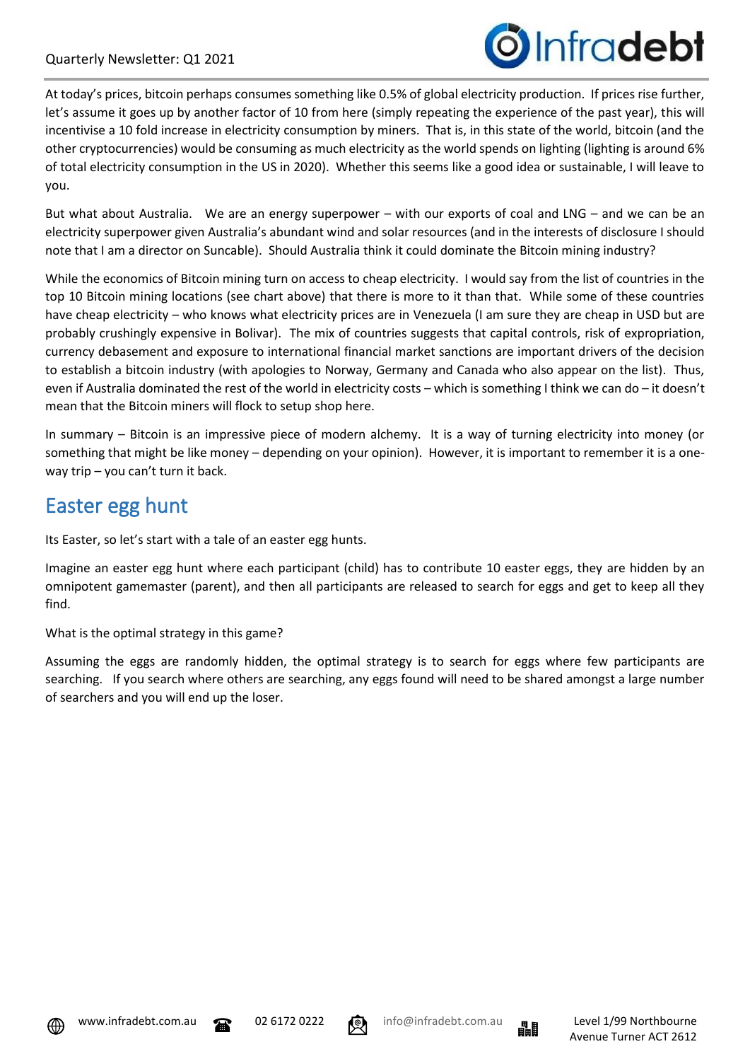At today's prices, bitcoin perhaps consumes something like 0.5% of global electricity production. If prices rise further, let's assume it goes up by another factor of 10 from here (simply repeating the experience of the past year), this will incentivise a 10 fold increase in electricity consumption by miners. That is, in this state of the world, bitcoin (and the other cryptocurrencies) would be consuming as much electricity as the world spends on lighting (lighting is around 6% of total electricity consumption in the US in 2020). Whether this seems like a good idea or sustainable, I will leave to you.

But what about Australia. We are an energy superpower – with our exports of coal and LNG – and we can be an electricity superpower given Australia's abundant wind and solar resources (and in the interests of disclosure I should note that I am a director on Suncable). Should Australia think it could dominate the Bitcoin mining industry?

While the economics of Bitcoin mining turn on access to cheap electricity. I would say from the list of countries in the top 10 Bitcoin mining locations (see chart above) that there is more to it than that. While some of these countries have cheap electricity – who knows what electricity prices are in Venezuela (I am sure they are cheap in USD but are probably crushingly expensive in Bolivar). The mix of countries suggests that capital controls, risk of expropriation, currency debasement and exposure to international financial market sanctions are important drivers of the decision to establish a bitcoin industry (with apologies to Norway, Germany and Canada who also appear on the list). Thus, even if Australia dominated the rest of the world in electricity costs – which is something I think we can do – it doesn't mean that the Bitcoin miners will flock to setup shop here.

In summary – Bitcoin is an impressive piece of modern alchemy. It is a way of turning electricity into money (or something that might be like money – depending on your opinion). However, it is important to remember it is a one-way trip – you can't turn it back.

## Easter egg hunt

Its Easter, so let's start with a tale of an easter egg hunts.

Imagine an easter egg hunt where each participant (child) has to contribute 10 easter eggs, they are hidden by an omnipotent gamemaster (parent), and then all participants are released to search for eggs and get to keep all they find.

What is the optimal strategy in this game?

Assuming the eggs are randomly hidden, the optimal strategy is to search for eggs where few participants are searching. If you search where others are searching, any eggs found will need to be shared amongst a large number of searchers and you will end up the loser.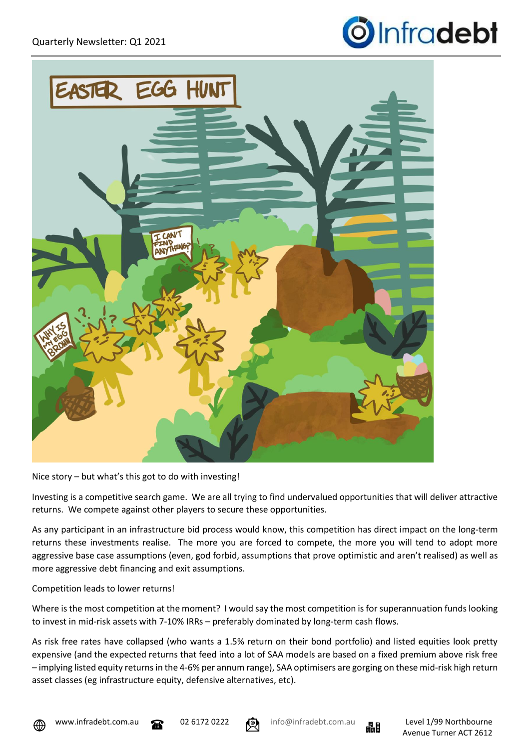Nice story – but what's this got to do with investing!

Investing is a competitive search game. We are all trying to find undervalued opportunities that will deliver attractive returns. We compete against other players to secure these opportunities.

As any participant in an infrastructure bid process would know, this competition has direct impact on the long-term returns these investments realise. The more you are forced to compete, the more you will tend to adopt more aggressive base case assumptions (even, god forbid, assumptions that prove optimistic and aren't realised) as well as more aggressive debt financing and exit assumptions.

Competition leads to lower returns!

Where is the most competition at the moment? I would say the most competition is for superannuation funds looking to invest in mid-risk assets with 7-10% IRRs – preferably dominated by long-term cash flows.

As risk free rates have collapsed (who wants a 1.5% return on their bond portfolio) and listed equities look pretty expensive (and the expected returns that feed into a lot of SAA models are based on a fixed premium above risk free – implying listed equity returns in the 4-6% per annum range), SAA optimisers are gorging on these mid-risk high return asset classes (eg infrastructure equity, defensive alternatives, etc).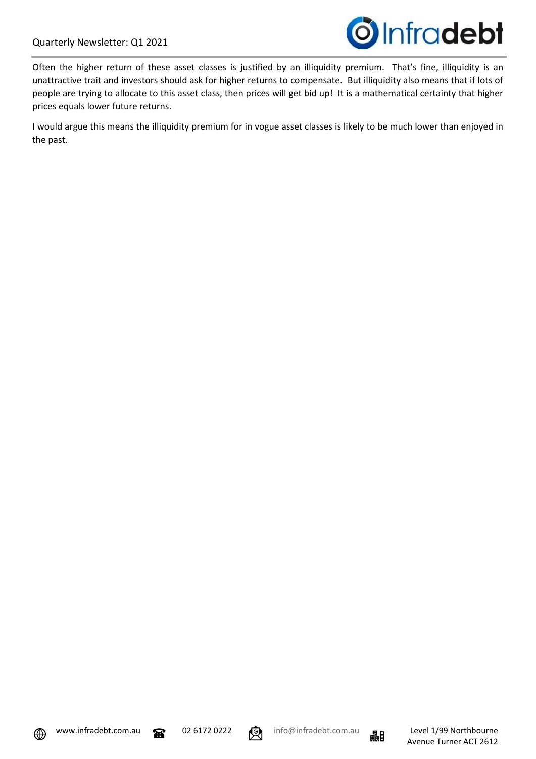Often the higher return of these asset classes is justified by an illiquidity premium. That's fine, illiquidity is an unattractive trait and investors should ask for higher returns to compensate. But illiquidity also means that if lots of people are trying to allocate to this asset class, then prices will get bid up! It is a mathematical certainty that higher prices equals lower future returns.

I would argue this means the illiquidity premium for in vogue asset classes is likely to be much lower than enjoyed in the past.